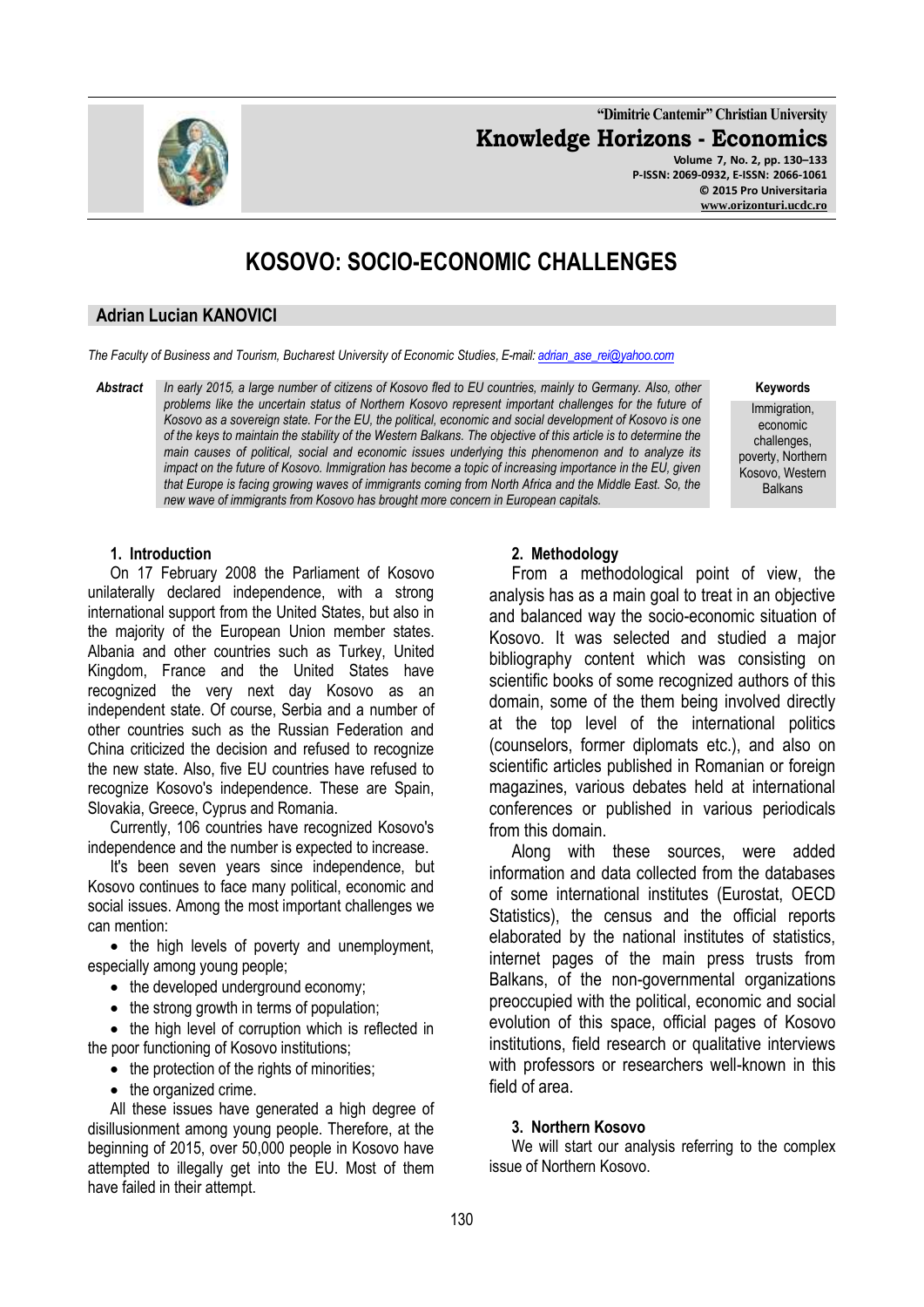# KOSOVO: SOCIO-ECONOMIC CHALLENGES

**Adrian Lucian KANOVICI**

*The Faculty of Business and Tourism, Bucharest University of Economic Studies, E-mail: adrian_ase_rei@yahoo.com*

***Abstract*** *In early 2015, a large number of citizens of Kosovo fled to EU countries, mainly to Germany. Also, other problems like the uncertain status of Northern Kosovo represent important challenges for the future of Kosovo as a sovereign state. For the EU, the political, economic and social development of Kosovo is one of the keys to maintain the stability of the Western Balkans. The objective of this article is to determine the main causes of political, social and economic issues underlying this phenomenon and to analyze its impact on the future of Kosovo. Immigration has become a topic of increasing importance in the EU, given that Europe is facing growing waves of immigrants coming from North Africa and the Middle East. So, the new wave of immigrants from Kosovo has brought more concern in European capitals.*

**Keywords**
Immigration, economic challenges, poverty, Northern Kosovo, Western Balkans

## 1. Introduction

On 17 February 2008 the Parliament of Kosovo unilaterally declared independence, with a strong international support from the United States, but also in the majority of the European Union member states. Albania and other countries such as Turkey, United Kingdom, France and the United States have recognized the very next day Kosovo as an independent state. Of course, Serbia and a number of other countries such as the Russian Federation and China criticized the decision and refused to recognize the new state. Also, five EU countries have refused to recognize Kosovo's independence. These are Spain, Slovakia, Greece, Cyprus and Romania.

Currently, 106 countries have recognized Kosovo's independence and the number is expected to increase.

It's been seven years since independence, but Kosovo continues to face many political, economic and social issues. Among the most important challenges we can mention:

- the high levels of poverty and unemployment, especially among young people;
- the developed underground economy;
- the strong growth in terms of population;
- the high level of corruption which is reflected in the poor functioning of Kosovo institutions;
- the protection of the rights of minorities;
- the organized crime.

All these issues have generated a high degree of disillusionment among young people. Therefore, at the beginning of 2015, over 50,000 people in Kosovo have attempted to illegally get into the EU. Most of them have failed in their attempt.

## 2. Methodology

From a methodological point of view, the analysis has as a main goal to treat in an objective and balanced way the socio-economic situation of Kosovo. It was selected and studied a major bibliography content which was consisting on scientific books of some recognized authors of this domain, some of the them being involved directly at the top level of the international politics (counselors, former diplomats etc.), and also on scientific articles published in Romanian or foreign magazines, various debates held at international conferences or published in various periodicals from this domain.

Along with these sources, were added information and data collected from the databases of some international institutes (Eurostat, OECD Statistics), the census and the official reports elaborated by the national institutes of statistics, internet pages of the main press trusts from Balkans, of the non-governmental organizations preoccupied with the political, economic and social evolution of this space, official pages of Kosovo institutions, field research or qualitative interviews with professors or researchers well-known in this field of area.

## 3. Northern Kosovo

We will start our analysis referring to the complex issue of Northern Kosovo.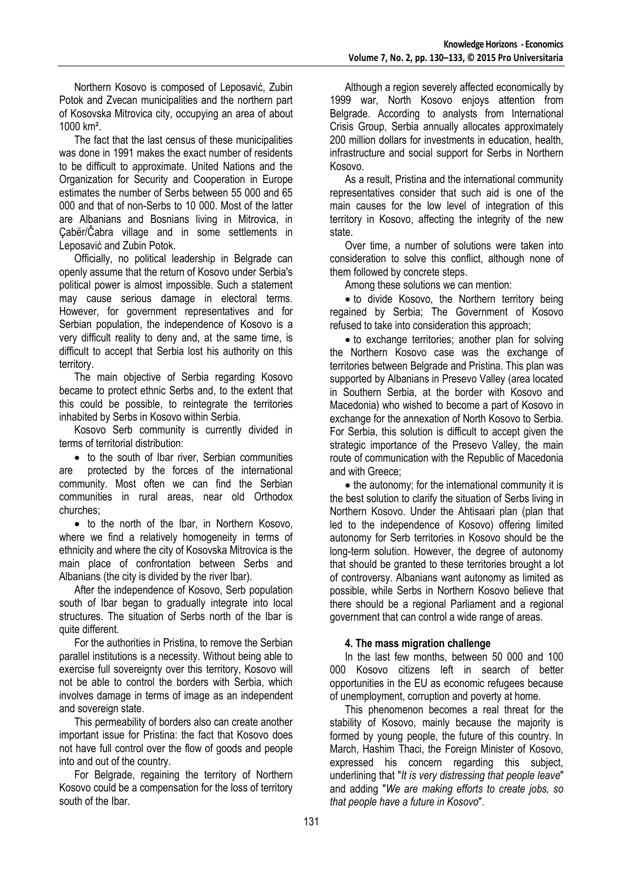Northern Kosovo is composed of Leposavić, Zubin Potok and Zvecan municipalities and the northern part of Kosovska Mitrovica city, occupying an area of about 1000 km².

The fact that the last census of these municipalities was done in 1991 makes the exact number of residents to be difficult to approximate. United Nations and the Organization for Security and Cooperation in Europe estimates the number of Serbs between 55 000 and 65 000 and that of non-Serbs to 10 000. Most of the latter are Albanians and Bosnians living in Mitrovica, in Çabër/Čabra village and in some settlements in Leposavić and Zubin Potok.

Officially, no political leadership in Belgrade can openly assume that the return of Kosovo under Serbia's political power is almost impossible. Such a statement may cause serious damage in electoral terms. However, for government representatives and for Serbian population, the independence of Kosovo is a very difficult reality to deny and, at the same time, is difficult to accept that Serbia lost his authority on this territory.

The main objective of Serbia regarding Kosovo became to protect ethnic Serbs and, to the extent that this could be possible, to reintegrate the territories inhabited by Serbs in Kosovo within Serbia.

Kosovo Serb community is currently divided in terms of territorial distribution:

- to the south of Ibar river, Serbian communities are protected by the forces of the international community. Most often we can find the Serbian communities in rural areas, near old Orthodox churches;
- to the north of the Ibar, in Northern Kosovo, where we find a relatively homogeneity in terms of ethnicity and where the city of Kosovska Mitrovica is the main place of confrontation between Serbs and Albanians (the city is divided by the river Ibar).

After the independence of Kosovo, Serb population south of Ibar began to gradually integrate into local structures. The situation of Serbs north of the Ibar is quite different.

For the authorities in Pristina, to remove the Serbian parallel institutions is a necessity. Without being able to exercise full sovereignty over this territory, Kosovo will not be able to control the borders with Serbia, which involves damage in terms of image as an independent and sovereign state.

This permeability of borders also can create another important issue for Pristina: the fact that Kosovo does not have full control over the flow of goods and people into and out of the country.

For Belgrade, regaining the territory of Northern Kosovo could be a compensation for the loss of territory south of the Ibar.

Although a region severely affected economically by 1999 war, North Kosovo enjoys attention from Belgrade. According to analysts from International Crisis Group, Serbia annually allocates approximately 200 million dollars for investments in education, health, infrastructure and social support for Serbs in Northern Kosovo.

As a result, Pristina and the international community representatives consider that such aid is one of the main causes for the low level of integration of this territory in Kosovo, affecting the integrity of the new state.

Over time, a number of solutions were taken into consideration to solve this conflict, although none of them followed by concrete steps.

Among these solutions we can mention:

- to divide Kosovo, the Northern territory being regained by Serbia; The Government of Kosovo refused to take into consideration this approach;
- to exchange territories; another plan for solving the Northern Kosovo case was the exchange of territories between Belgrade and Pristina. This plan was supported by Albanians in Presevo Valley (area located in Southern Serbia, at the border with Kosovo and Macedonia) who wished to become a part of Kosovo in exchange for the annexation of North Kosovo to Serbia. For Serbia, this solution is difficult to accept given the strategic importance of the Presevo Valley, the main route of communication with the Republic of Macedonia and with Greece;
- the autonomy; for the international community it is the best solution to clarify the situation of Serbs living in Northern Kosovo. Under the Ahtisaari plan (plan that led to the independence of Kosovo) offering limited autonomy for Serb territories in Kosovo should be the long-term solution. However, the degree of autonomy that should be granted to these territories brought a lot of controversy. Albanians want autonomy as limited as possible, while Serbs in Northern Kosovo believe that there should be a regional Parliament and a regional government that can control a wide range of areas.

### 4. The mass migration challenge

In the last few months, between 50 000 and 100 000 Kosovo citizens left in search of better opportunities in the EU as economic refugees because of unemployment, corruption and poverty at home.

This phenomenon becomes a real threat for the stability of Kosovo, mainly because the majority is formed by young people, the future of this country. In March, Hashim Thaci, the Foreign Minister of Kosovo, expressed his concern regarding this subject, underlining that "*It is very distressing that people leave*" and adding "*We are making efforts to create jobs, so that people have a future in Kosovo*".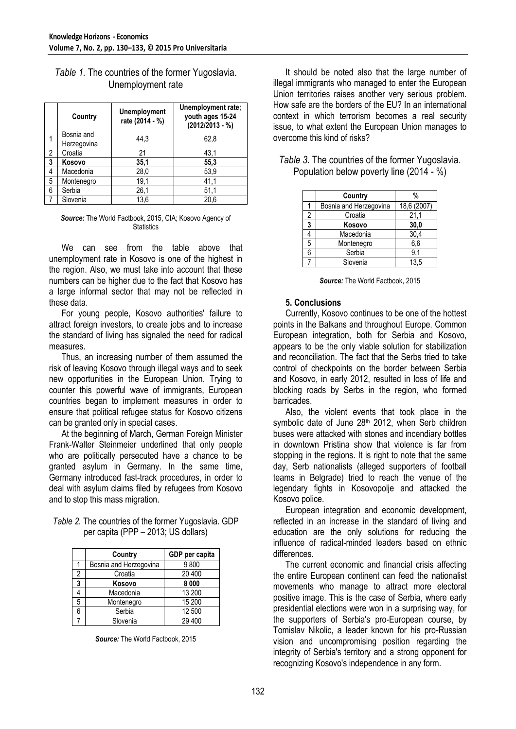*Table 1.* The countries of the former Yugoslavia. Unemployment rate

| | Country | Unemployment rate (2014 - %) | Unemployment rate; youth ages 15-24 (2012/2013 - %) |
|---|---|---|---|
| 1 | Bosnia and Herzegovina | 44,3 | 62,8 |
| 2 | Croatia | 21 | 43,1 |
| **3** | **Kosovo** | **35,1** | **55,3** |
| 4 | Macedonia | 28,0 | 53,9 |
| 5 | Montenegro | 19,1 | 41,1 |
| 6 | Serbia | 26,1 | 51,1 |
| 7 | Slovenia | 13,6 | 20,6 |

***Source:*** The World Factbook, 2015, CIA; Kosovo Agency of Statistics

We can see from the table above that unemployment rate in Kosovo is one of the highest in the region. Also, we must take into account that these numbers can be higher due to the fact that Kosovo has a large informal sector that may not be reflected in these data.

For young people, Kosovo authorities' failure to attract foreign investors, to create jobs and to increase the standard of living has signaled the need for radical measures.

Thus, an increasing number of them assumed the risk of leaving Kosovo through illegal ways and to seek new opportunities in the European Union. Trying to counter this powerful wave of immigrants, European countries began to implement measures in order to ensure that political refugee status for Kosovo citizens can be granted only in special cases.

At the beginning of March, German Foreign Minister Frank-Walter Steinmeier underlined that only people who are politically persecuted have a chance to be granted asylum in Germany. In the same time, Germany introduced fast-track procedures, in order to deal with asylum claims filed by refugees from Kosovo and to stop this mass migration.

*Table 2.* The countries of the former Yugoslavia. GDP per capita (PPP – 2013; US dollars)

| | Country | GDP per capita |
|---|---|---|
| 1 | Bosnia and Herzegovina | 9 800 |
| 2 | Croatia | 20 400 |
| **3** | **Kosovo** | **8 000** |
| 4 | Macedonia | 13 200 |
| 5 | Montenegro | 15 200 |
| 6 | Serbia | 12 500 |
| 7 | Slovenia | 29 400 |

***Source:*** The World Factbook, 2015

It should be noted also that the large number of illegal immigrants who managed to enter the European Union territories raises another very serious problem. How safe are the borders of the EU? In an international context in which terrorism becomes a real security issue, to what extent the European Union manages to overcome this kind of risks?

*Table 3.* The countries of the former Yugoslavia. Population below poverty line (2014 - %)

| | Country | % |
|---|---|---|
| 1 | Bosnia and Herzegovina | 18,6 (2007) |
| 2 | Croatia | 21,1 |
| **3** | **Kosovo** | **30,0** |
| 4 | Macedonia | 30,4 |
| 5 | Montenegro | 6,6 |
| 6 | Serbia | 9,1 |
| 7 | Slovenia | 13,5 |

***Source:*** The World Factbook, 2015

## 5. Conclusions

Currently, Kosovo continues to be one of the hottest points in the Balkans and throughout Europe. Common European integration, both for Serbia and Kosovo, appears to be the only viable solution for stabilization and reconciliation. The fact that the Serbs tried to take control of checkpoints on the border between Serbia and Kosovo, in early 2012, resulted in loss of life and blocking roads by Serbs in the region, who formed barricades.

Also, the violent events that took place in the symbolic date of June 28th 2012, when Serb children buses were attacked with stones and incendiary bottles in downtown Pristina show that violence is far from stopping in the regions. It is right to note that the same day, Serb nationalists (alleged supporters of football teams in Belgrade) tried to reach the venue of the legendary fights in Kosovopolje and attacked the Kosovo police.

European integration and economic development, reflected in an increase in the standard of living and education are the only solutions for reducing the influence of radical-minded leaders based on ethnic differences.

The current economic and financial crisis affecting the entire European continent can feed the nationalist movements who manage to attract more electoral positive image. This is the case of Serbia, where early presidential elections were won in a surprising way, for the supporters of Serbia's pro-European course, by Tomislav Nikolic, a leader known for his pro-Russian vision and uncompromising position regarding the integrity of Serbia's territory and a strong opponent for recognizing Kosovo's independence in any form.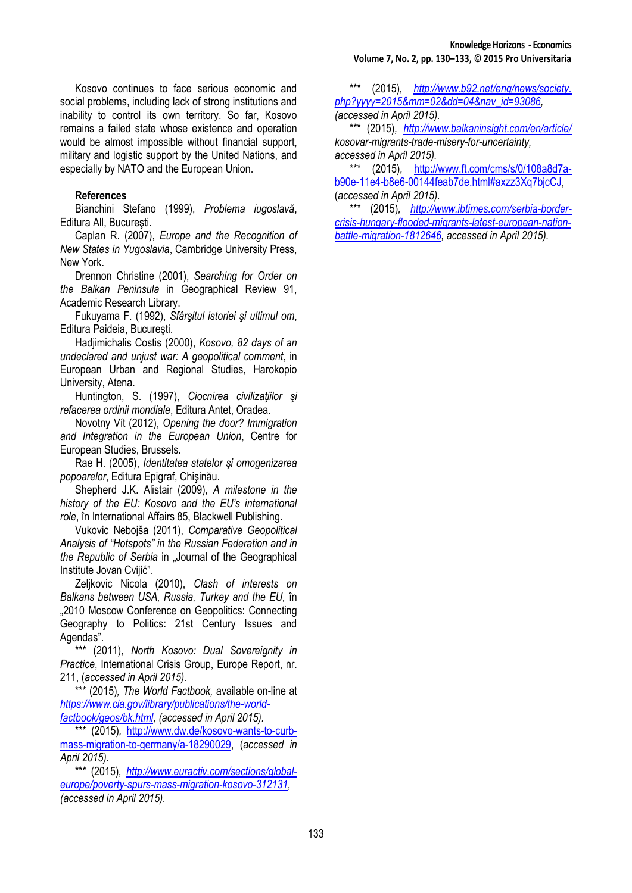Kosovo continues to face serious economic and social problems, including lack of strong institutions and inability to control its own territory. So far, Kosovo remains a failed state whose existence and operation would be almost impossible without financial support, military and logistic support by the United Nations, and especially by NATO and the European Union.

**References**

Bianchini Stefano (1999), *Problema iugoslavă*, Editura All, Bucureşti.

Caplan R. (2007), *Europe and the Recognition of New States in Yugoslavia*, Cambridge University Press, New York.

Drennon Christine (2001), *Searching for Order on the Balkan Peninsula* in Geographical Review 91, Academic Research Library.

Fukuyama F. (1992), *Sfârşitul istoriei şi ultimul om*, Editura Paideia, Bucureşti.

Hadjimichalis Costis (2000), *Kosovo, 82 days of an undeclared and unjust war: A geopolitical comment*, in European Urban and Regional Studies, Harokopio University, Atena.

Huntington, S. (1997), *Ciocnirea civilizaţiilor şi refacerea ordinii mondiale*, Editura Antet, Oradea.

Novotny Vít (2012), *Opening the door? Immigration and Integration in the European Union*, Centre for European Studies, Brussels.

Rae H. (2005), *Identitatea statelor şi omogenizarea popoarelor*, Editura Epigraf, Chişinău.

Shepherd J.K. Alistair (2009), *A milestone in the history of the EU: Kosovo and the EU's international role*, în International Affairs 85, Blackwell Publishing.

Vukovic Nebojša (2011), *Comparative Geopolitical Analysis of "Hotspots" in the Russian Federation and in the Republic of Serbia* in „Journal of the Geographical Institute Jovan Cvijić".

Zeljkovic Nicola (2010), *Clash of interests on Balkans between USA, Russia, Turkey and the EU,* în „2010 Moscow Conference on Geopolitics: Connecting Geography to Politics: 21st Century Issues and Agendas".

*** (2011), *North Kosovo: Dual Sovereignty in Practice*, International Crisis Group, Europe Report, nr. 211, (*accessed in April 2015).*

*** (2015)*, The World Factbook,* available on-line at *https://www.cia.gov/library/publications/the-world-factbook/geos/bk.html, (accessed in April 2015).*

*** (2015)*,* http://www.dw.de/kosovo-wants-to-curb-mass-migration-to-germany/a-18290029, (*accessed in April 2015).*

*** (2015)*, http://www.euractiv.com/sections/global-europe/poverty-spurs-mass-migration-kosovo-312131, (accessed in April 2015).*

*** (2015)*, http://www.b92.net/eng/news/society.php?yyyy=2015&mm=02&dd=04&nav_id=93086, (accessed in April 2015).*

*** (2015)*, http://www.balkaninsight.com/en/article/ kosovar-migrants-trade-misery-for-uncertainty, accessed in April 2015).*

*** (2015)*,* http://www.ft.com/cms/s/0/108a8d7a-b90e-11e4-b8e6-00144feab7de.html#axzz3Xq7bjcCJ, (*accessed in April 2015).*

*** (2015)*, http://www.ibtimes.com/serbia-border-crisis-hungary-flooded-migrants-latest-european-nation-battle-migration-1812646, accessed in April 2015).*